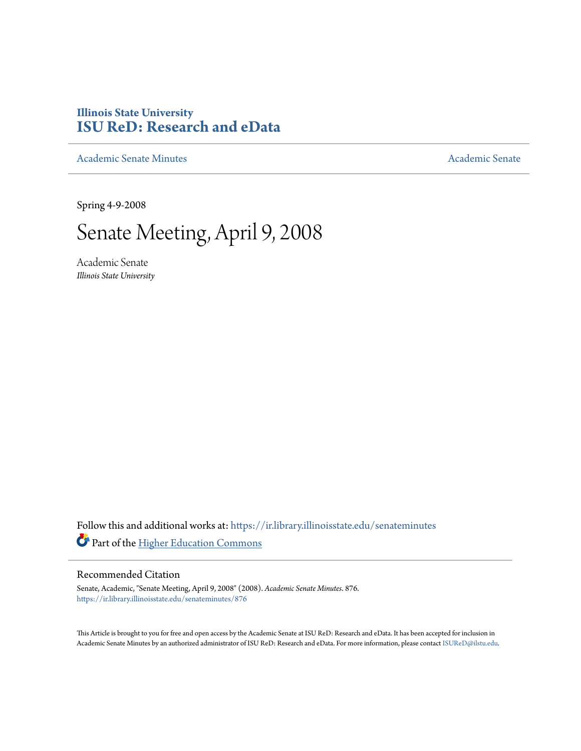Illinois State University

# ISU ReD: Research and eData

Academic Senate Minutes Academic Senate

Spring 4-9-2008

# Senate Meeting, April 9, 2008

Academic Senate

*Illinois State University*

Follow this and additional works at: https://ir.library.illinoisstate.edu/senateminutes

Part of the Higher Education Commons

## Recommended Citation

Senate, Academic, "Senate Meeting, April 9, 2008" (2008). *Academic Senate Minutes*. 876.
https://ir.library.illinoisstate.edu/senateminutes/876

This Article is brought to you for free and open access by the Academic Senate at ISU ReD: Research and eData. It has been accepted for inclusion in Academic Senate Minutes by an authorized administrator of ISU ReD: Research and eData. For more information, please contact ISUReD@ilstu.edu.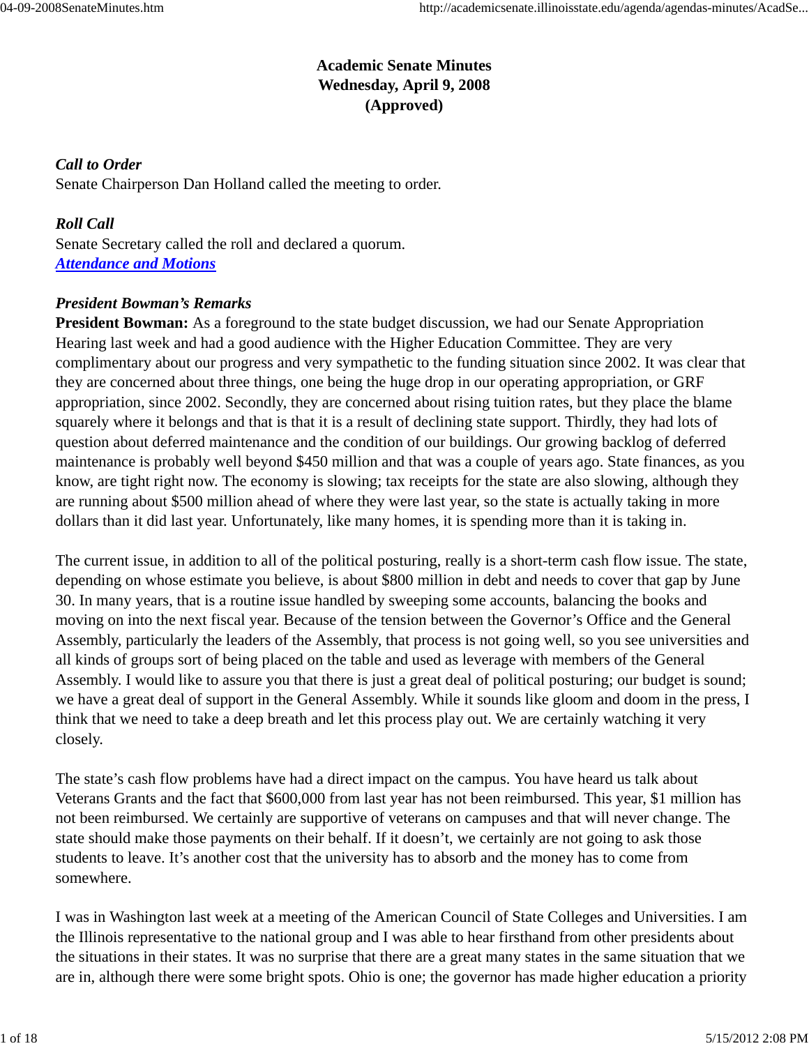# Academic Senate Minutes
# Wednesday, April 9, 2008
# (Approved)

***Call to Order***
Senate Chairperson Dan Holland called the meeting to order.

***Roll Call***
Senate Secretary called the roll and declared a quorum.
***Attendance and Motions***

***President Bowman's Remarks***
**President Bowman:** As a foreground to the state budget discussion, we had our Senate Appropriation Hearing last week and had a good audience with the Higher Education Committee. They are very complimentary about our progress and very sympathetic to the funding situation since 2002. It was clear that they are concerned about three things, one being the huge drop in our operating appropriation, or GRF appropriation, since 2002. Secondly, they are concerned about rising tuition rates, but they place the blame squarely where it belongs and that is that it is a result of declining state support. Thirdly, they had lots of question about deferred maintenance and the condition of our buildings. Our growing backlog of deferred maintenance is probably well beyond $450 million and that was a couple of years ago. State finances, as you know, are tight right now. The economy is slowing; tax receipts for the state are also slowing, although they are running about $500 million ahead of where they were last year, so the state is actually taking in more dollars than it did last year. Unfortunately, like many homes, it is spending more than it is taking in.

The current issue, in addition to all of the political posturing, really is a short-term cash flow issue. The state, depending on whose estimate you believe, is about $800 million in debt and needs to cover that gap by June 30. In many years, that is a routine issue handled by sweeping some accounts, balancing the books and moving on into the next fiscal year. Because of the tension between the Governor's Office and the General Assembly, particularly the leaders of the Assembly, that process is not going well, so you see universities and all kinds of groups sort of being placed on the table and used as leverage with members of the General Assembly. I would like to assure you that there is just a great deal of political posturing; our budget is sound; we have a great deal of support in the General Assembly. While it sounds like gloom and doom in the press, I think that we need to take a deep breath and let this process play out. We are certainly watching it very closely.

The state's cash flow problems have had a direct impact on the campus. You have heard us talk about Veterans Grants and the fact that $600,000 from last year has not been reimbursed. This year, $1 million has not been reimbursed. We certainly are supportive of veterans on campuses and that will never change. The state should make those payments on their behalf. If it doesn't, we certainly are not going to ask those students to leave. It's another cost that the university has to absorb and the money has to come from somewhere.

I was in Washington last week at a meeting of the American Council of State Colleges and Universities. I am the Illinois representative to the national group and I was able to hear firsthand from other presidents about the situations in their states. It was no surprise that there are a great many states in the same situation that we are in, although there were some bright spots. Ohio is one; the governor has made higher education a priority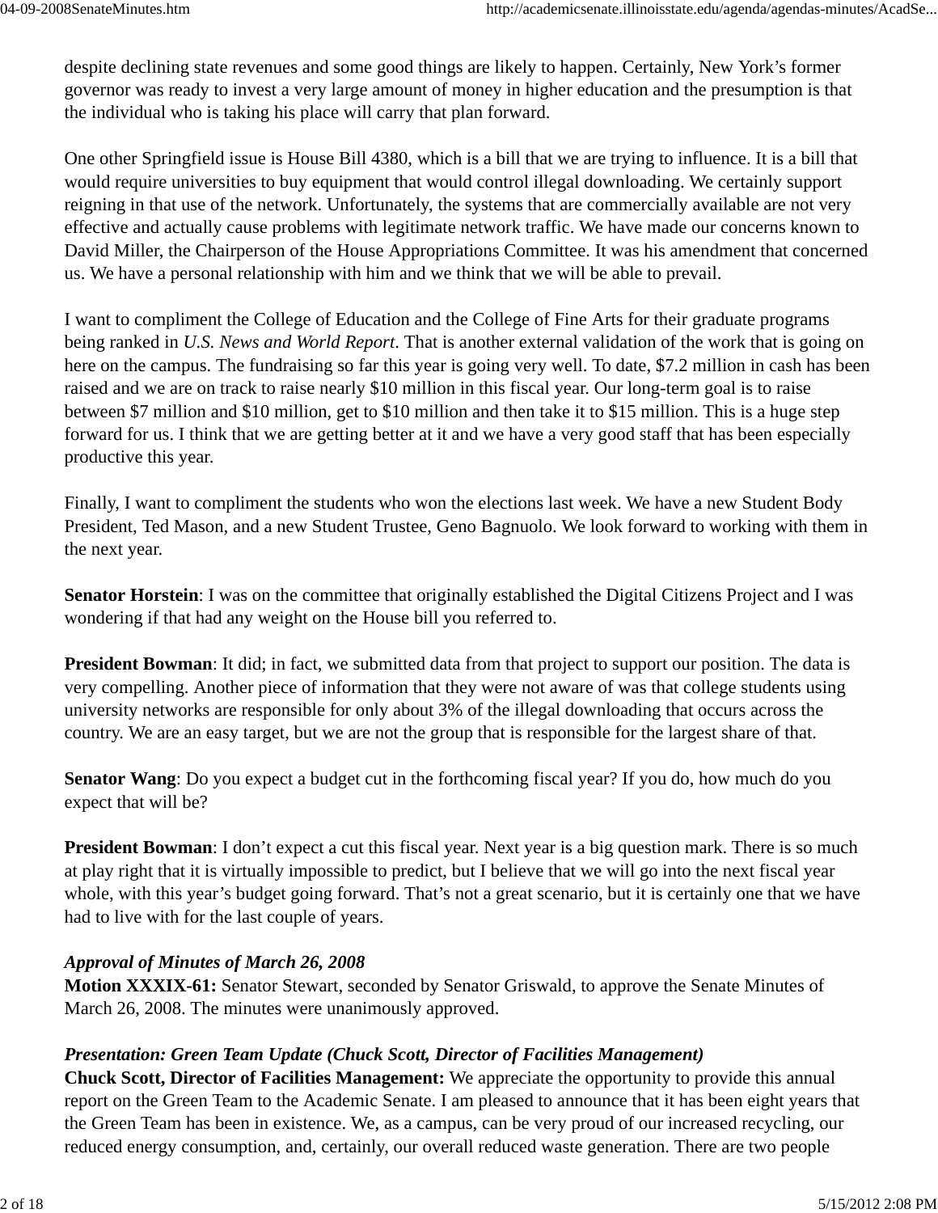despite declining state revenues and some good things are likely to happen. Certainly, New York's former governor was ready to invest a very large amount of money in higher education and the presumption is that the individual who is taking his place will carry that plan forward.

One other Springfield issue is House Bill 4380, which is a bill that we are trying to influence. It is a bill that would require universities to buy equipment that would control illegal downloading. We certainly support reigning in that use of the network. Unfortunately, the systems that are commercially available are not very effective and actually cause problems with legitimate network traffic. We have made our concerns known to David Miller, the Chairperson of the House Appropriations Committee. It was his amendment that concerned us. We have a personal relationship with him and we think that we will be able to prevail.

I want to compliment the College of Education and the College of Fine Arts for their graduate programs being ranked in *U.S. News and World Report*. That is another external validation of the work that is going on here on the campus. The fundraising so far this year is going very well. To date, $7.2 million in cash has been raised and we are on track to raise nearly $10 million in this fiscal year. Our long-term goal is to raise between $7 million and $10 million, get to $10 million and then take it to $15 million. This is a huge step forward for us. I think that we are getting better at it and we have a very good staff that has been especially productive this year.

Finally, I want to compliment the students who won the elections last week. We have a new Student Body President, Ted Mason, and a new Student Trustee, Geno Bagnuolo. We look forward to working with them in the next year.

**Senator Horstein**: I was on the committee that originally established the Digital Citizens Project and I was wondering if that had any weight on the House bill you referred to.

**President Bowman**: It did; in fact, we submitted data from that project to support our position. The data is very compelling. Another piece of information that they were not aware of was that college students using university networks are responsible for only about 3% of the illegal downloading that occurs across the country. We are an easy target, but we are not the group that is responsible for the largest share of that.

**Senator Wang**: Do you expect a budget cut in the forthcoming fiscal year? If you do, how much do you expect that will be?

**President Bowman**: I don't expect a cut this fiscal year. Next year is a big question mark. There is so much at play right that it is virtually impossible to predict, but I believe that we will go into the next fiscal year whole, with this year's budget going forward. That's not a great scenario, but it is certainly one that we have had to live with for the last couple of years.

***Approval of Minutes of March 26, 2008***

**Motion XXXIX-61:** Senator Stewart, seconded by Senator Griswald, to approve the Senate Minutes of March 26, 2008. The minutes were unanimously approved.

***Presentation: Green Team Update (Chuck Scott, Director of Facilities Management)***

**Chuck Scott, Director of Facilities Management:** We appreciate the opportunity to provide this annual report on the Green Team to the Academic Senate. I am pleased to announce that it has been eight years that the Green Team has been in existence. We, as a campus, can be very proud of our increased recycling, our reduced energy consumption, and, certainly, our overall reduced waste generation. There are two people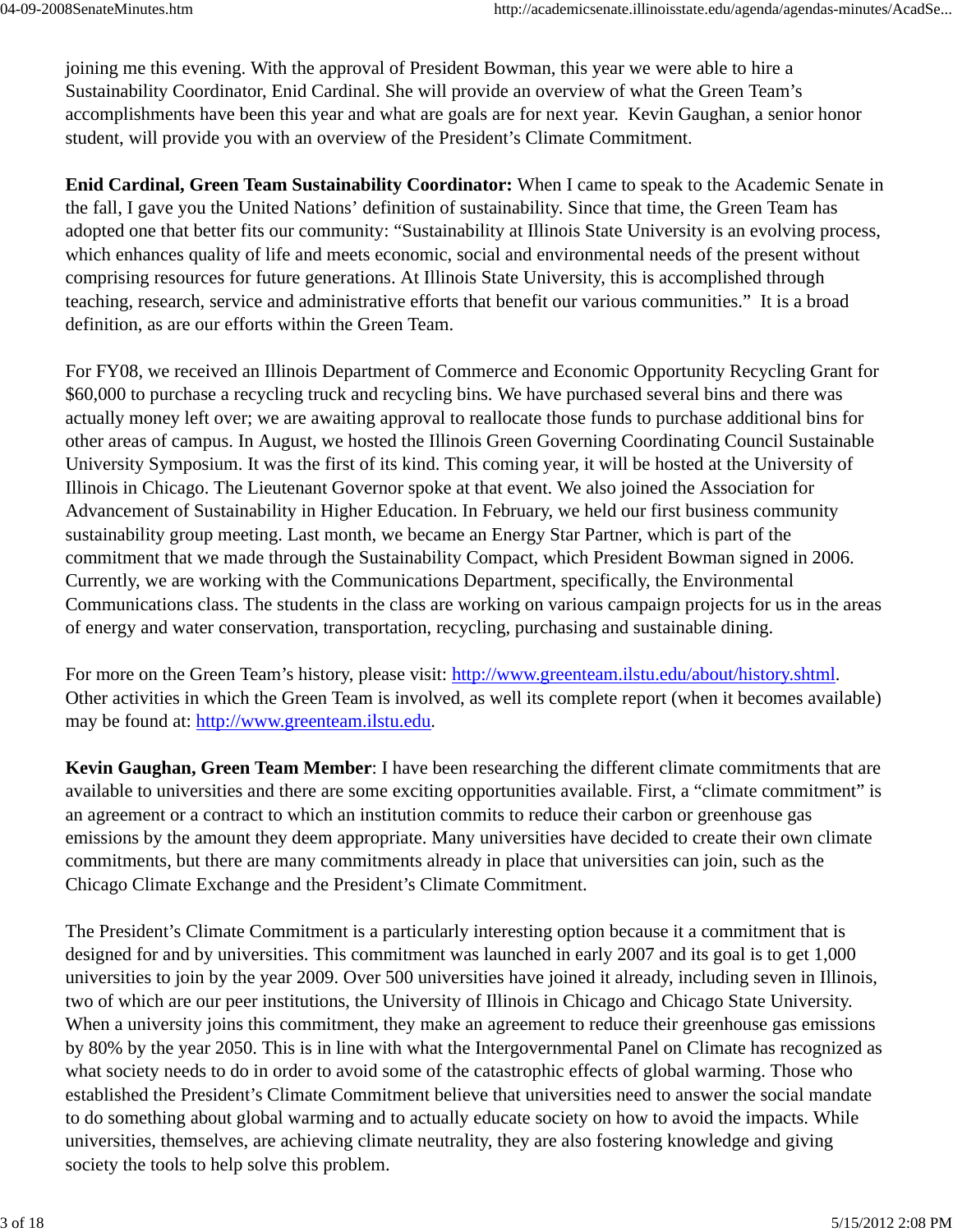joining me this evening. With the approval of President Bowman, this year we were able to hire a Sustainability Coordinator, Enid Cardinal. She will provide an overview of what the Green Team's accomplishments have been this year and what are goals are for next year. Kevin Gaughan, a senior honor student, will provide you with an overview of the President's Climate Commitment.

**Enid Cardinal, Green Team Sustainability Coordinator:** When I came to speak to the Academic Senate in the fall, I gave you the United Nations' definition of sustainability. Since that time, the Green Team has adopted one that better fits our community: "Sustainability at Illinois State University is an evolving process, which enhances quality of life and meets economic, social and environmental needs of the present without comprising resources for future generations. At Illinois State University, this is accomplished through teaching, research, service and administrative efforts that benefit our various communities." It is a broad definition, as are our efforts within the Green Team.

For FY08, we received an Illinois Department of Commerce and Economic Opportunity Recycling Grant for $60,000 to purchase a recycling truck and recycling bins. We have purchased several bins and there was actually money left over; we are awaiting approval to reallocate those funds to purchase additional bins for other areas of campus. In August, we hosted the Illinois Green Governing Coordinating Council Sustainable University Symposium. It was the first of its kind. This coming year, it will be hosted at the University of Illinois in Chicago. The Lieutenant Governor spoke at that event. We also joined the Association for Advancement of Sustainability in Higher Education. In February, we held our first business community sustainability group meeting. Last month, we became an Energy Star Partner, which is part of the commitment that we made through the Sustainability Compact, which President Bowman signed in 2006. Currently, we are working with the Communications Department, specifically, the Environmental Communications class. The students in the class are working on various campaign projects for us in the areas of energy and water conservation, transportation, recycling, purchasing and sustainable dining.

For more on the Green Team's history, please visit: http://www.greenteam.ilstu.edu/about/history.shtml. Other activities in which the Green Team is involved, as well its complete report (when it becomes available) may be found at: http://www.greenteam.ilstu.edu.

**Kevin Gaughan, Green Team Member**: I have been researching the different climate commitments that are available to universities and there are some exciting opportunities available. First, a "climate commitment" is an agreement or a contract to which an institution commits to reduce their carbon or greenhouse gas emissions by the amount they deem appropriate. Many universities have decided to create their own climate commitments, but there are many commitments already in place that universities can join, such as the Chicago Climate Exchange and the President's Climate Commitment.

The President's Climate Commitment is a particularly interesting option because it a commitment that is designed for and by universities. This commitment was launched in early 2007 and its goal is to get 1,000 universities to join by the year 2009. Over 500 universities have joined it already, including seven in Illinois, two of which are our peer institutions, the University of Illinois in Chicago and Chicago State University. When a university joins this commitment, they make an agreement to reduce their greenhouse gas emissions by 80% by the year 2050. This is in line with what the Intergovernmental Panel on Climate has recognized as what society needs to do in order to avoid some of the catastrophic effects of global warming. Those who established the President's Climate Commitment believe that universities need to answer the social mandate to do something about global warming and to actually educate society on how to avoid the impacts. While universities, themselves, are achieving climate neutrality, they are also fostering knowledge and giving society the tools to help solve this problem.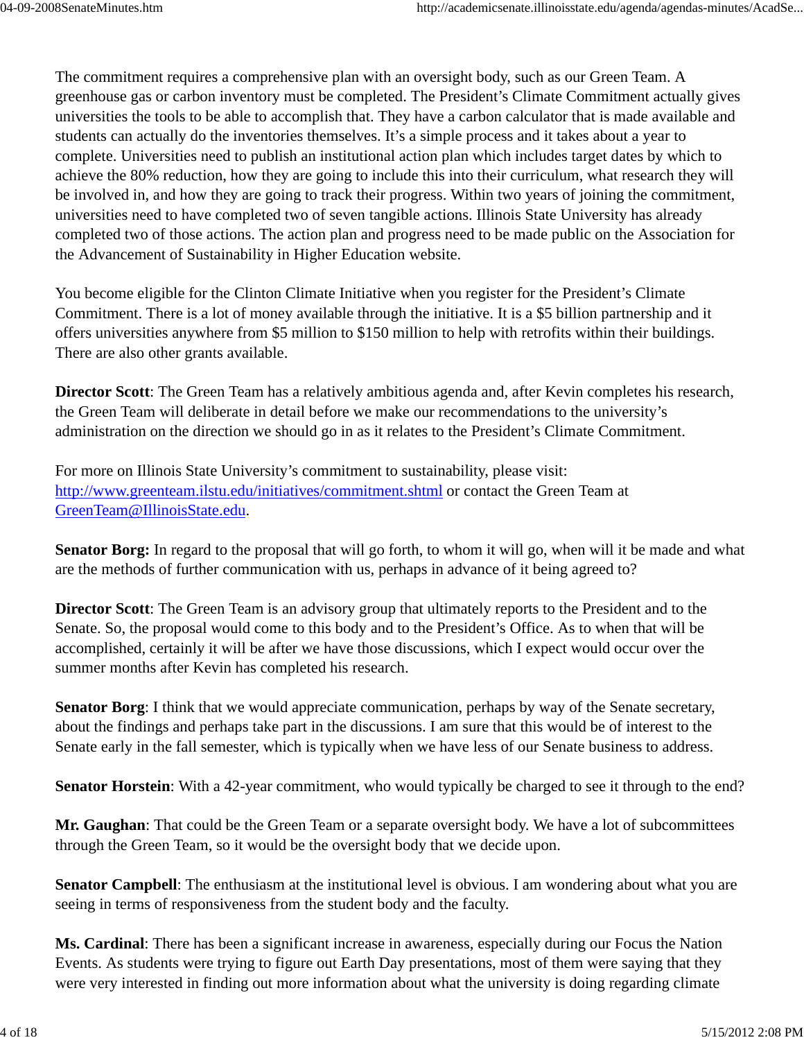The commitment requires a comprehensive plan with an oversight body, such as our Green Team. A greenhouse gas or carbon inventory must be completed. The President's Climate Commitment actually gives universities the tools to be able to accomplish that. They have a carbon calculator that is made available and students can actually do the inventories themselves. It's a simple process and it takes about a year to complete. Universities need to publish an institutional action plan which includes target dates by which to achieve the 80% reduction, how they are going to include this into their curriculum, what research they will be involved in, and how they are going to track their progress. Within two years of joining the commitment, universities need to have completed two of seven tangible actions. Illinois State University has already completed two of those actions. The action plan and progress need to be made public on the Association for the Advancement of Sustainability in Higher Education website.

You become eligible for the Clinton Climate Initiative when you register for the President's Climate Commitment. There is a lot of money available through the initiative. It is a $5 billion partnership and it offers universities anywhere from $5 million to $150 million to help with retrofits within their buildings. There are also other grants available.

**Director Scott**: The Green Team has a relatively ambitious agenda and, after Kevin completes his research, the Green Team will deliberate in detail before we make our recommendations to the university's administration on the direction we should go in as it relates to the President's Climate Commitment.

For more on Illinois State University's commitment to sustainability, please visit: [http://www.greenteam.ilstu.edu/initiatives/commitment.shtml](http://www.greenteam.ilstu.edu/initiatives/commitment.shtml) or contact the Green Team at [GreenTeam@IllinoisState.edu](mailto:GreenTeam@IllinoisState.edu).

**Senator Borg:** In regard to the proposal that will go forth, to whom it will go, when will it be made and what are the methods of further communication with us, perhaps in advance of it being agreed to?

**Director Scott**: The Green Team is an advisory group that ultimately reports to the President and to the Senate. So, the proposal would come to this body and to the President's Office. As to when that will be accomplished, certainly it will be after we have those discussions, which I expect would occur over the summer months after Kevin has completed his research.

**Senator Borg**: I think that we would appreciate communication, perhaps by way of the Senate secretary, about the findings and perhaps take part in the discussions. I am sure that this would be of interest to the Senate early in the fall semester, which is typically when we have less of our Senate business to address.

**Senator Horstein**: With a 42-year commitment, who would typically be charged to see it through to the end?

**Mr. Gaughan**: That could be the Green Team or a separate oversight body. We have a lot of subcommittees through the Green Team, so it would be the oversight body that we decide upon.

**Senator Campbell**: The enthusiasm at the institutional level is obvious. I am wondering about what you are seeing in terms of responsiveness from the student body and the faculty.

**Ms. Cardinal**: There has been a significant increase in awareness, especially during our Focus the Nation Events. As students were trying to figure out Earth Day presentations, most of them were saying that they were very interested in finding out more information about what the university is doing regarding climate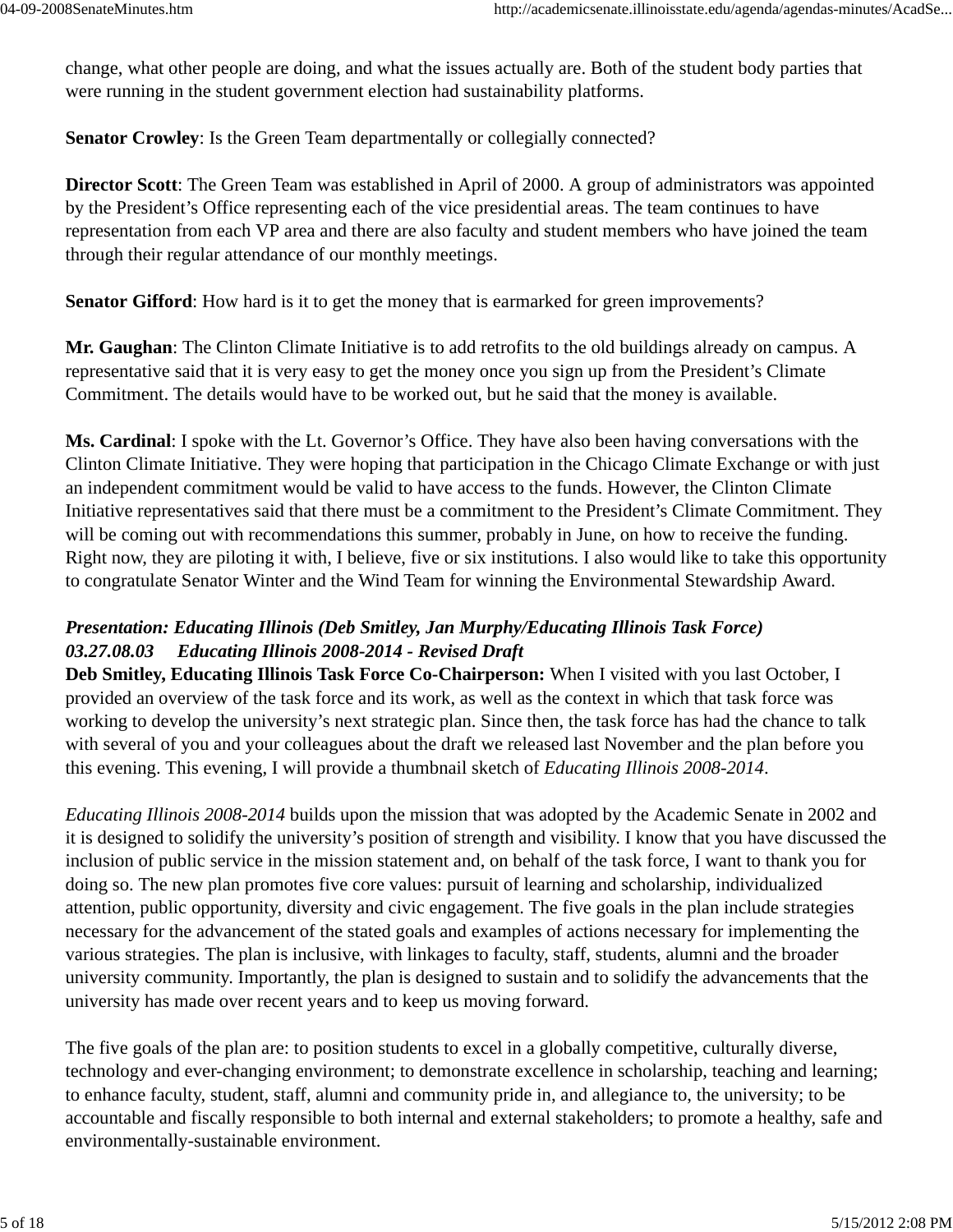change, what other people are doing, and what the issues actually are. Both of the student body parties that were running in the student government election had sustainability platforms.

**Senator Crowley**: Is the Green Team departmentally or collegially connected?

**Director Scott**: The Green Team was established in April of 2000. A group of administrators was appointed by the President's Office representing each of the vice presidential areas. The team continues to have representation from each VP area and there are also faculty and student members who have joined the team through their regular attendance of our monthly meetings.

**Senator Gifford**: How hard is it to get the money that is earmarked for green improvements?

**Mr. Gaughan**: The Clinton Climate Initiative is to add retrofits to the old buildings already on campus. A representative said that it is very easy to get the money once you sign up from the President's Climate Commitment. The details would have to be worked out, but he said that the money is available.

**Ms. Cardinal**: I spoke with the Lt. Governor's Office. They have also been having conversations with the Clinton Climate Initiative. They were hoping that participation in the Chicago Climate Exchange or with just an independent commitment would be valid to have access to the funds. However, the Clinton Climate Initiative representatives said that there must be a commitment to the President's Climate Commitment. They will be coming out with recommendations this summer, probably in June, on how to receive the funding. Right now, they are piloting it with, I believe, five or six institutions. I also would like to take this opportunity to congratulate Senator Winter and the Wind Team for winning the Environmental Stewardship Award.

***Presentation: Educating Illinois (Deb Smitley, Jan Murphy/Educating Illinois Task Force)***
***03.27.08.03 Educating Illinois 2008-2014 - Revised Draft***

**Deb Smitley, Educating Illinois Task Force Co-Chairperson:** When I visited with you last October, I provided an overview of the task force and its work, as well as the context in which that task force was working to develop the university's next strategic plan. Since then, the task force has had the chance to talk with several of you and your colleagues about the draft we released last November and the plan before you this evening. This evening, I will provide a thumbnail sketch of *Educating Illinois 2008-2014*.

*Educating Illinois 2008-2014* builds upon the mission that was adopted by the Academic Senate in 2002 and it is designed to solidify the university's position of strength and visibility. I know that you have discussed the inclusion of public service in the mission statement and, on behalf of the task force, I want to thank you for doing so. The new plan promotes five core values: pursuit of learning and scholarship, individualized attention, public opportunity, diversity and civic engagement. The five goals in the plan include strategies necessary for the advancement of the stated goals and examples of actions necessary for implementing the various strategies. The plan is inclusive, with linkages to faculty, staff, students, alumni and the broader university community. Importantly, the plan is designed to sustain and to solidify the advancements that the university has made over recent years and to keep us moving forward.

The five goals of the plan are: to position students to excel in a globally competitive, culturally diverse, technology and ever-changing environment; to demonstrate excellence in scholarship, teaching and learning; to enhance faculty, student, staff, alumni and community pride in, and allegiance to, the university; to be accountable and fiscally responsible to both internal and external stakeholders; to promote a healthy, safe and environmentally-sustainable environment.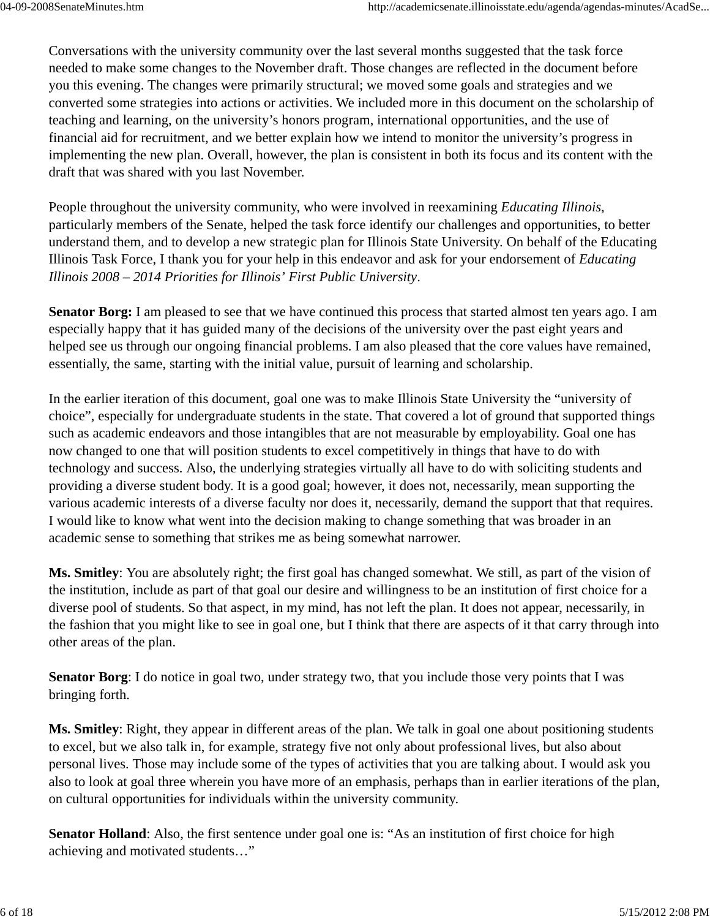Conversations with the university community over the last several months suggested that the task force needed to make some changes to the November draft. Those changes are reflected in the document before you this evening. The changes were primarily structural; we moved some goals and strategies and we converted some strategies into actions or activities. We included more in this document on the scholarship of teaching and learning, on the university's honors program, international opportunities, and the use of financial aid for recruitment, and we better explain how we intend to monitor the university's progress in implementing the new plan. Overall, however, the plan is consistent in both its focus and its content with the draft that was shared with you last November.

People throughout the university community, who were involved in reexamining *Educating Illinois*, particularly members of the Senate, helped the task force identify our challenges and opportunities, to better understand them, and to develop a new strategic plan for Illinois State University. On behalf of the Educating Illinois Task Force, I thank you for your help in this endeavor and ask for your endorsement of *Educating Illinois 2008 – 2014 Priorities for Illinois' First Public University*.

**Senator Borg:** I am pleased to see that we have continued this process that started almost ten years ago. I am especially happy that it has guided many of the decisions of the university over the past eight years and helped see us through our ongoing financial problems. I am also pleased that the core values have remained, essentially, the same, starting with the initial value, pursuit of learning and scholarship.

In the earlier iteration of this document, goal one was to make Illinois State University the "university of choice", especially for undergraduate students in the state. That covered a lot of ground that supported things such as academic endeavors and those intangibles that are not measurable by employability. Goal one has now changed to one that will position students to excel competitively in things that have to do with technology and success. Also, the underlying strategies virtually all have to do with soliciting students and providing a diverse student body. It is a good goal; however, it does not, necessarily, mean supporting the various academic interests of a diverse faculty nor does it, necessarily, demand the support that that requires. I would like to know what went into the decision making to change something that was broader in an academic sense to something that strikes me as being somewhat narrower.

**Ms. Smitley**: You are absolutely right; the first goal has changed somewhat. We still, as part of the vision of the institution, include as part of that goal our desire and willingness to be an institution of first choice for a diverse pool of students. So that aspect, in my mind, has not left the plan. It does not appear, necessarily, in the fashion that you might like to see in goal one, but I think that there are aspects of it that carry through into other areas of the plan.

**Senator Borg**: I do notice in goal two, under strategy two, that you include those very points that I was bringing forth.

**Ms. Smitley**: Right, they appear in different areas of the plan. We talk in goal one about positioning students to excel, but we also talk in, for example, strategy five not only about professional lives, but also about personal lives. Those may include some of the types of activities that you are talking about. I would ask you also to look at goal three wherein you have more of an emphasis, perhaps than in earlier iterations of the plan, on cultural opportunities for individuals within the university community.

**Senator Holland**: Also, the first sentence under goal one is: "As an institution of first choice for high achieving and motivated students…"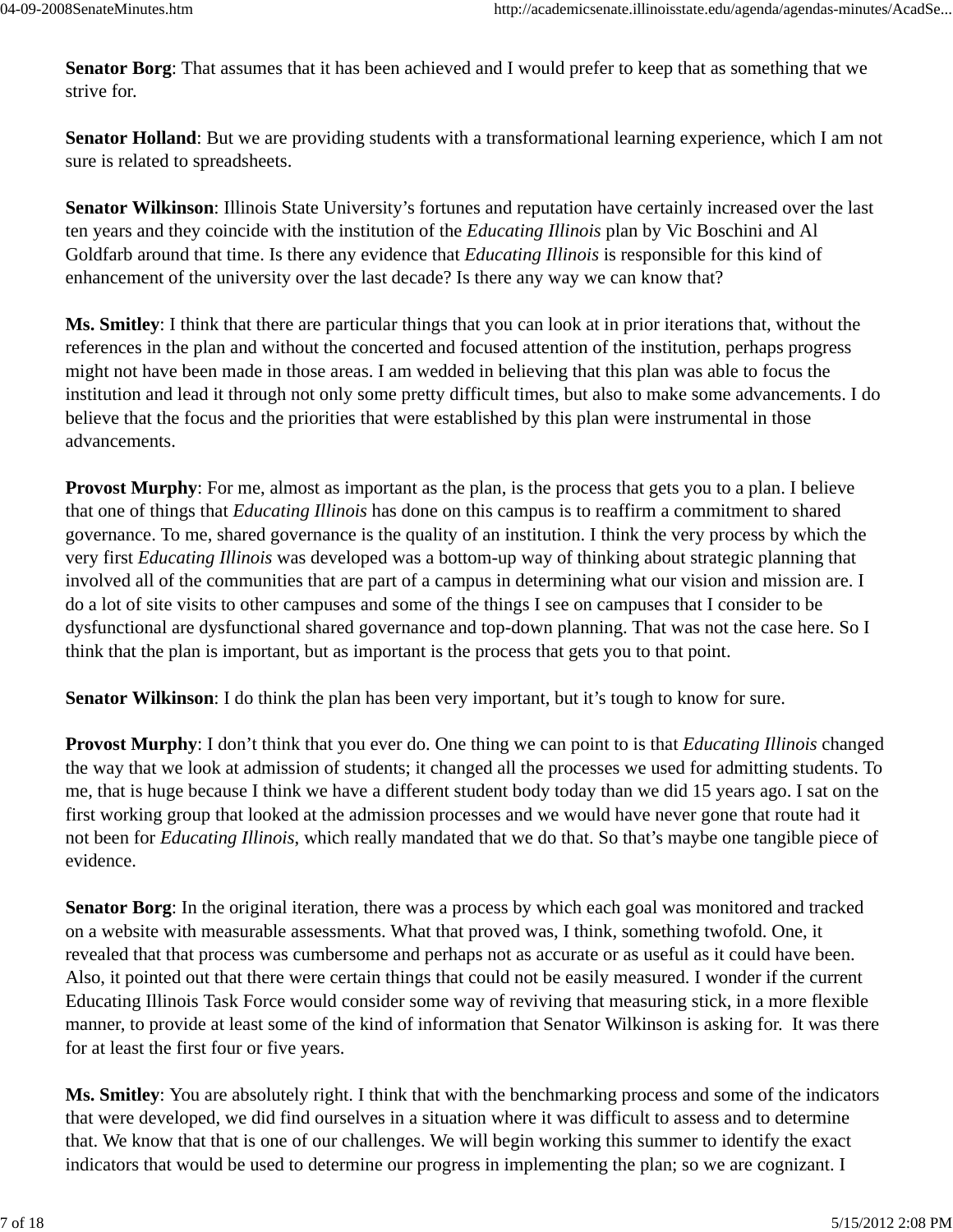**Senator Borg**: That assumes that it has been achieved and I would prefer to keep that as something that we strive for.

**Senator Holland**: But we are providing students with a transformational learning experience, which I am not sure is related to spreadsheets.

**Senator Wilkinson**: Illinois State University's fortunes and reputation have certainly increased over the last ten years and they coincide with the institution of the *Educating Illinois* plan by Vic Boschini and Al Goldfarb around that time. Is there any evidence that *Educating Illinois* is responsible for this kind of enhancement of the university over the last decade? Is there any way we can know that?

**Ms. Smitley**: I think that there are particular things that you can look at in prior iterations that, without the references in the plan and without the concerted and focused attention of the institution, perhaps progress might not have been made in those areas. I am wedded in believing that this plan was able to focus the institution and lead it through not only some pretty difficult times, but also to make some advancements. I do believe that the focus and the priorities that were established by this plan were instrumental in those advancements.

**Provost Murphy**: For me, almost as important as the plan, is the process that gets you to a plan. I believe that one of things that *Educating Illinois* has done on this campus is to reaffirm a commitment to shared governance. To me, shared governance is the quality of an institution. I think the very process by which the very first *Educating Illinois* was developed was a bottom-up way of thinking about strategic planning that involved all of the communities that are part of a campus in determining what our vision and mission are. I do a lot of site visits to other campuses and some of the things I see on campuses that I consider to be dysfunctional are dysfunctional shared governance and top-down planning. That was not the case here. So I think that the plan is important, but as important is the process that gets you to that point.

**Senator Wilkinson**: I do think the plan has been very important, but it's tough to know for sure.

**Provost Murphy**: I don't think that you ever do. One thing we can point to is that *Educating Illinois* changed the way that we look at admission of students; it changed all the processes we used for admitting students. To me, that is huge because I think we have a different student body today than we did 15 years ago. I sat on the first working group that looked at the admission processes and we would have never gone that route had it not been for *Educating Illinois*, which really mandated that we do that. So that's maybe one tangible piece of evidence.

**Senator Borg**: In the original iteration, there was a process by which each goal was monitored and tracked on a website with measurable assessments. What that proved was, I think, something twofold. One, it revealed that that process was cumbersome and perhaps not as accurate or as useful as it could have been. Also, it pointed out that there were certain things that could not be easily measured. I wonder if the current Educating Illinois Task Force would consider some way of reviving that measuring stick, in a more flexible manner, to provide at least some of the kind of information that Senator Wilkinson is asking for. It was there for at least the first four or five years.

**Ms. Smitley**: You are absolutely right. I think that with the benchmarking process and some of the indicators that were developed, we did find ourselves in a situation where it was difficult to assess and to determine that. We know that that is one of our challenges. We will begin working this summer to identify the exact indicators that would be used to determine our progress in implementing the plan; so we are cognizant. I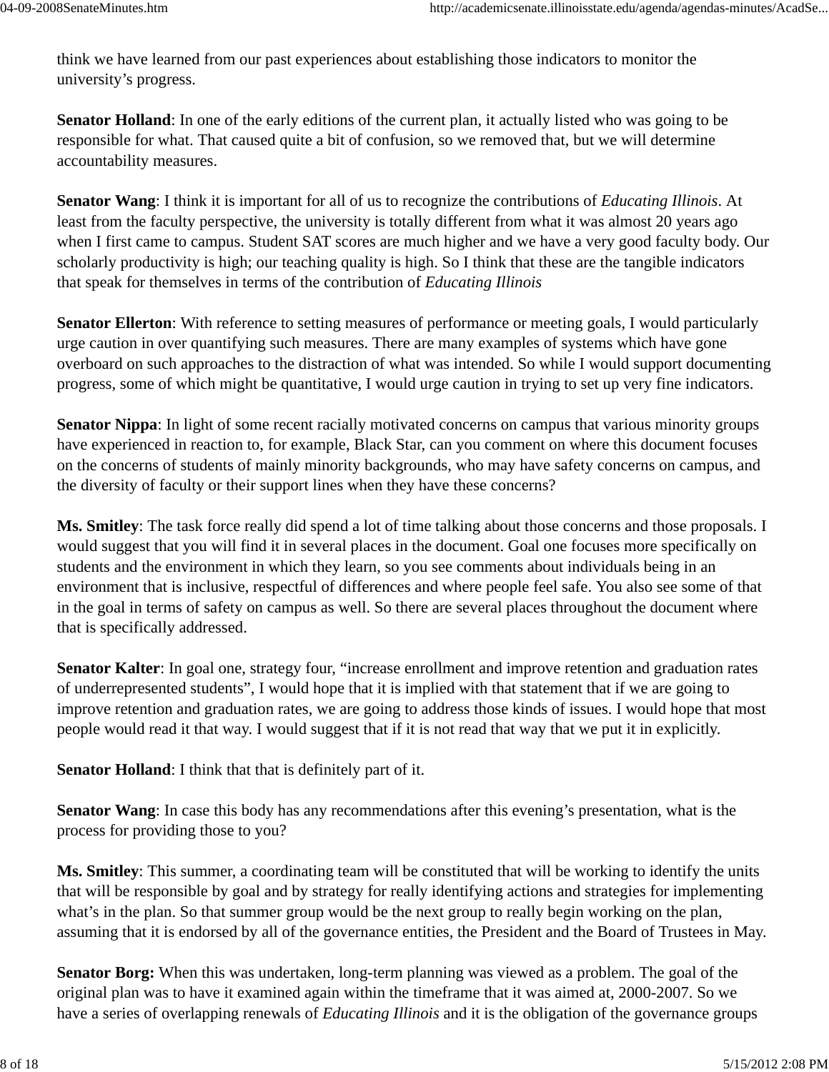think we have learned from our past experiences about establishing those indicators to monitor the university's progress.

**Senator Holland**: In one of the early editions of the current plan, it actually listed who was going to be responsible for what. That caused quite a bit of confusion, so we removed that, but we will determine accountability measures.

**Senator Wang**: I think it is important for all of us to recognize the contributions of *Educating Illinois*. At least from the faculty perspective, the university is totally different from what it was almost 20 years ago when I first came to campus. Student SAT scores are much higher and we have a very good faculty body. Our scholarly productivity is high; our teaching quality is high. So I think that these are the tangible indicators that speak for themselves in terms of the contribution of *Educating Illinois*

**Senator Ellerton**: With reference to setting measures of performance or meeting goals, I would particularly urge caution in over quantifying such measures. There are many examples of systems which have gone overboard on such approaches to the distraction of what was intended. So while I would support documenting progress, some of which might be quantitative, I would urge caution in trying to set up very fine indicators.

**Senator Nippa**: In light of some recent racially motivated concerns on campus that various minority groups have experienced in reaction to, for example, Black Star, can you comment on where this document focuses on the concerns of students of mainly minority backgrounds, who may have safety concerns on campus, and the diversity of faculty or their support lines when they have these concerns?

**Ms. Smitley**: The task force really did spend a lot of time talking about those concerns and those proposals. I would suggest that you will find it in several places in the document. Goal one focuses more specifically on students and the environment in which they learn, so you see comments about individuals being in an environment that is inclusive, respectful of differences and where people feel safe. You also see some of that in the goal in terms of safety on campus as well. So there are several places throughout the document where that is specifically addressed.

**Senator Kalter**: In goal one, strategy four, "increase enrollment and improve retention and graduation rates of underrepresented students", I would hope that it is implied with that statement that if we are going to improve retention and graduation rates, we are going to address those kinds of issues. I would hope that most people would read it that way. I would suggest that if it is not read that way that we put it in explicitly.

**Senator Holland**: I think that that is definitely part of it.

**Senator Wang**: In case this body has any recommendations after this evening's presentation, what is the process for providing those to you?

**Ms. Smitley**: This summer, a coordinating team will be constituted that will be working to identify the units that will be responsible by goal and by strategy for really identifying actions and strategies for implementing what's in the plan. So that summer group would be the next group to really begin working on the plan, assuming that it is endorsed by all of the governance entities, the President and the Board of Trustees in May.

**Senator Borg:** When this was undertaken, long-term planning was viewed as a problem. The goal of the original plan was to have it examined again within the timeframe that it was aimed at, 2000-2007. So we have a series of overlapping renewals of *Educating Illinois* and it is the obligation of the governance groups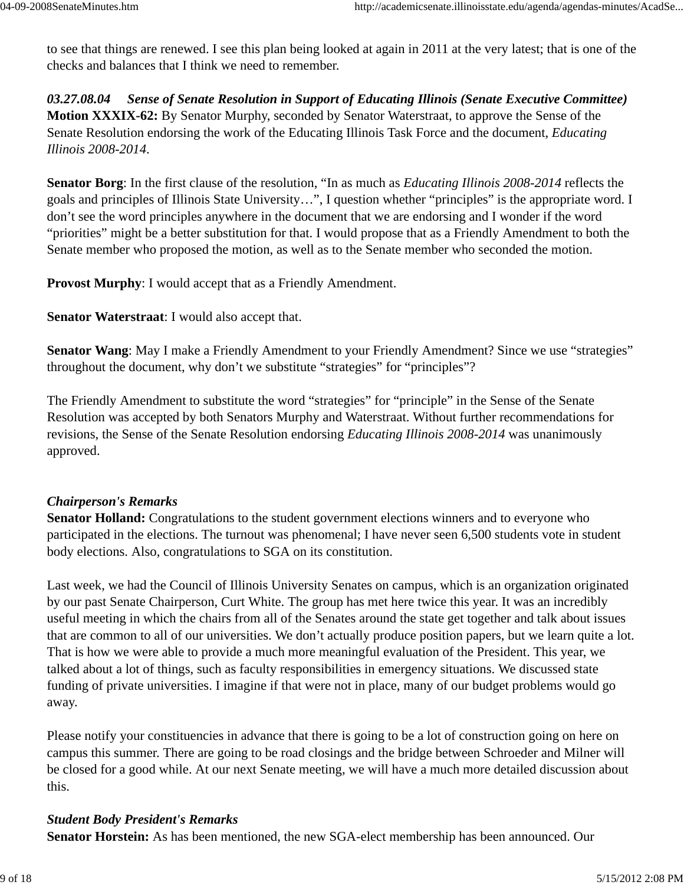to see that things are renewed. I see this plan being looked at again in 2011 at the very latest; that is one of the checks and balances that I think we need to remember.

***03.27.08.04 Sense of Senate Resolution in Support of Educating Illinois (Senate Executive Committee)***
**Motion XXXIX-62:** By Senator Murphy, seconded by Senator Waterstraat, to approve the Sense of the Senate Resolution endorsing the work of the Educating Illinois Task Force and the document, *Educating Illinois 2008-2014*.

**Senator Borg**: In the first clause of the resolution, "In as much as *Educating Illinois 2008-2014* reflects the goals and principles of Illinois State University…", I question whether "principles" is the appropriate word. I don't see the word principles anywhere in the document that we are endorsing and I wonder if the word "priorities" might be a better substitution for that. I would propose that as a Friendly Amendment to both the Senate member who proposed the motion, as well as to the Senate member who seconded the motion.

**Provost Murphy**: I would accept that as a Friendly Amendment.

**Senator Waterstraat**: I would also accept that.

**Senator Wang**: May I make a Friendly Amendment to your Friendly Amendment? Since we use "strategies" throughout the document, why don't we substitute "strategies" for "principles"?

The Friendly Amendment to substitute the word "strategies" for "principle" in the Sense of the Senate Resolution was accepted by both Senators Murphy and Waterstraat. Without further recommendations for revisions, the Sense of the Senate Resolution endorsing *Educating Illinois 2008-2014* was unanimously approved.

***Chairperson's Remarks***
**Senator Holland:** Congratulations to the student government elections winners and to everyone who participated in the elections. The turnout was phenomenal; I have never seen 6,500 students vote in student body elections. Also, congratulations to SGA on its constitution.

Last week, we had the Council of Illinois University Senates on campus, which is an organization originated by our past Senate Chairperson, Curt White. The group has met here twice this year. It was an incredibly useful meeting in which the chairs from all of the Senates around the state get together and talk about issues that are common to all of our universities. We don't actually produce position papers, but we learn quite a lot. That is how we were able to provide a much more meaningful evaluation of the President. This year, we talked about a lot of things, such as faculty responsibilities in emergency situations. We discussed state funding of private universities. I imagine if that were not in place, many of our budget problems would go away.

Please notify your constituencies in advance that there is going to be a lot of construction going on here on campus this summer. There are going to be road closings and the bridge between Schroeder and Milner will be closed for a good while. At our next Senate meeting, we will have a much more detailed discussion about this.

***Student Body President's Remarks***
**Senator Horstein:** As has been mentioned, the new SGA-elect membership has been announced. Our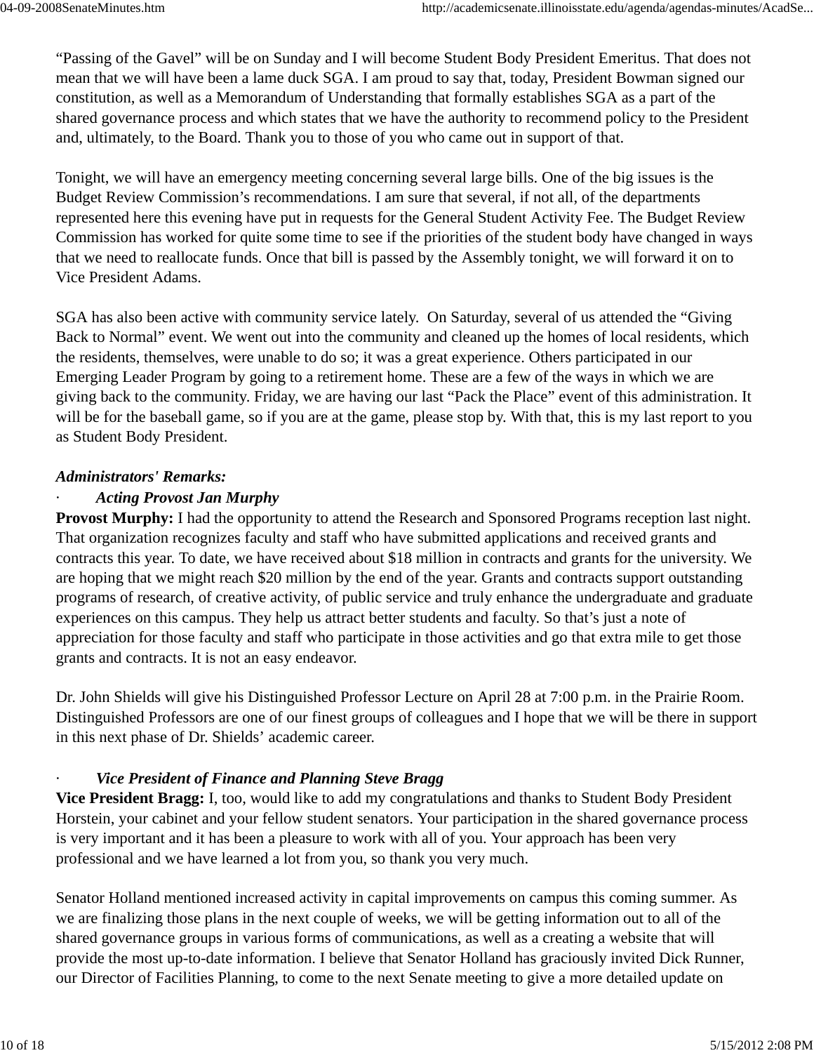"Passing of the Gavel" will be on Sunday and I will become Student Body President Emeritus. That does not mean that we will have been a lame duck SGA. I am proud to say that, today, President Bowman signed our constitution, as well as a Memorandum of Understanding that formally establishes SGA as a part of the shared governance process and which states that we have the authority to recommend policy to the President and, ultimately, to the Board. Thank you to those of you who came out in support of that.

Tonight, we will have an emergency meeting concerning several large bills. One of the big issues is the Budget Review Commission's recommendations. I am sure that several, if not all, of the departments represented here this evening have put in requests for the General Student Activity Fee. The Budget Review Commission has worked for quite some time to see if the priorities of the student body have changed in ways that we need to reallocate funds. Once that bill is passed by the Assembly tonight, we will forward it on to Vice President Adams.

SGA has also been active with community service lately. On Saturday, several of us attended the "Giving Back to Normal" event. We went out into the community and cleaned up the homes of local residents, which the residents, themselves, were unable to do so; it was a great experience. Others participated in our Emerging Leader Program by going to a retirement home. These are a few of the ways in which we are giving back to the community. Friday, we are having our last "Pack the Place" event of this administration. It will be for the baseball game, so if you are at the game, please stop by. With that, this is my last report to you as Student Body President.

***Administrators' Remarks:***

- ***Acting Provost Jan Murphy***

**Provost Murphy:** I had the opportunity to attend the Research and Sponsored Programs reception last night. That organization recognizes faculty and staff who have submitted applications and received grants and contracts this year. To date, we have received about $18 million in contracts and grants for the university. We are hoping that we might reach $20 million by the end of the year. Grants and contracts support outstanding programs of research, of creative activity, of public service and truly enhance the undergraduate and graduate experiences on this campus. They help us attract better students and faculty. So that's just a note of appreciation for those faculty and staff who participate in those activities and go that extra mile to get those grants and contracts. It is not an easy endeavor.

Dr. John Shields will give his Distinguished Professor Lecture on April 28 at 7:00 p.m. in the Prairie Room. Distinguished Professors are one of our finest groups of colleagues and I hope that we will be there in support in this next phase of Dr. Shields' academic career.

- ***Vice President of Finance and Planning Steve Bragg***

**Vice President Bragg:** I, too, would like to add my congratulations and thanks to Student Body President Horstein, your cabinet and your fellow student senators. Your participation in the shared governance process is very important and it has been a pleasure to work with all of you. Your approach has been very professional and we have learned a lot from you, so thank you very much.

Senator Holland mentioned increased activity in capital improvements on campus this coming summer. As we are finalizing those plans in the next couple of weeks, we will be getting information out to all of the shared governance groups in various forms of communications, as well as a creating a website that will provide the most up-to-date information. I believe that Senator Holland has graciously invited Dick Runner, our Director of Facilities Planning, to come to the next Senate meeting to give a more detailed update on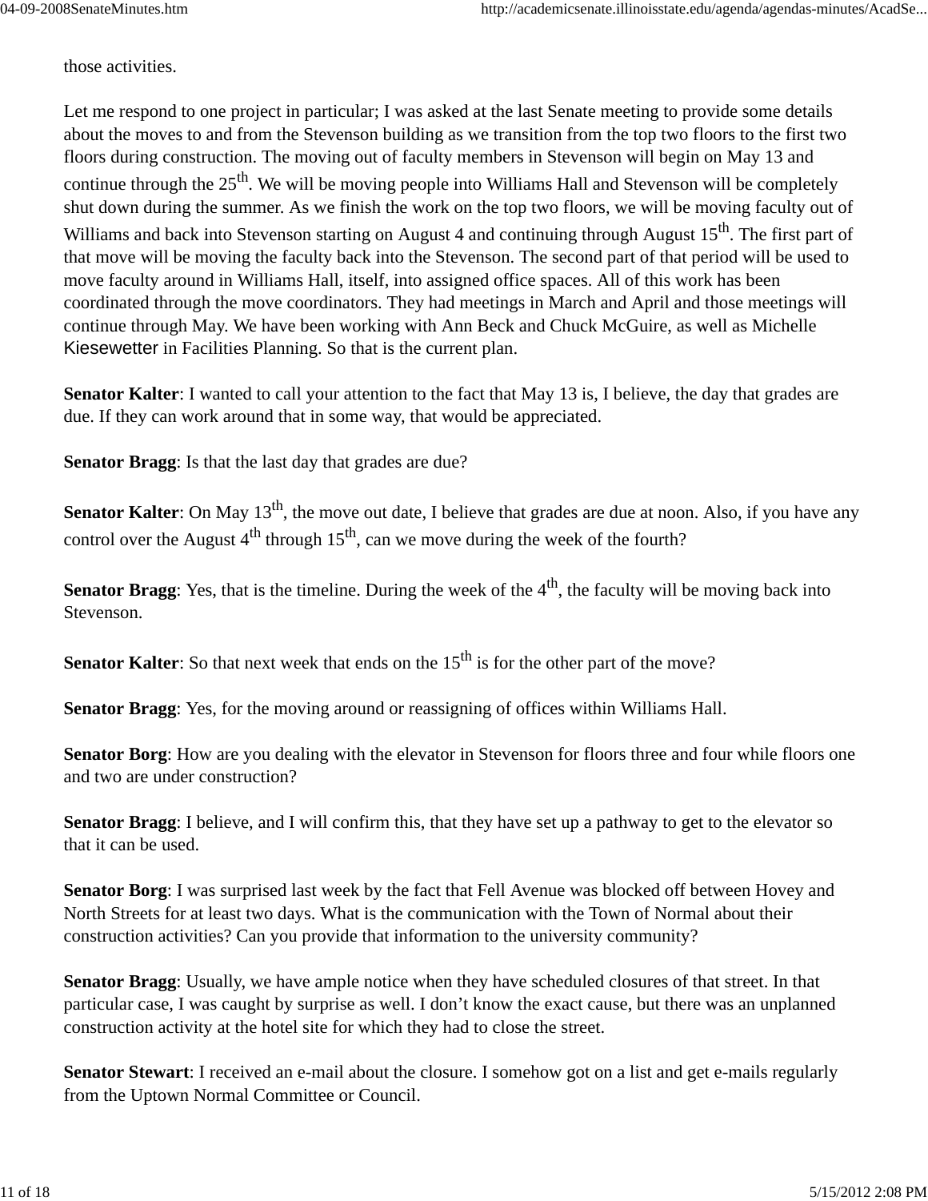those activities.

Let me respond to one project in particular; I was asked at the last Senate meeting to provide some details about the moves to and from the Stevenson building as we transition from the top two floors to the first two floors during construction. The moving out of faculty members in Stevenson will begin on May 13 and continue through the 25th. We will be moving people into Williams Hall and Stevenson will be completely shut down during the summer. As we finish the work on the top two floors, we will be moving faculty out of Williams and back into Stevenson starting on August 4 and continuing through August 15th. The first part of that move will be moving the faculty back into the Stevenson. The second part of that period will be used to move faculty around in Williams Hall, itself, into assigned office spaces. All of this work has been coordinated through the move coordinators. They had meetings in March and April and those meetings will continue through May. We have been working with Ann Beck and Chuck McGuire, as well as Michelle Kiesewetter in Facilities Planning. So that is the current plan.

**Senator Kalter**: I wanted to call your attention to the fact that May 13 is, I believe, the day that grades are due. If they can work around that in some way, that would be appreciated.

**Senator Bragg**: Is that the last day that grades are due?

**Senator Kalter**: On May 13th, the move out date, I believe that grades are due at noon. Also, if you have any control over the August 4th through 15th, can we move during the week of the fourth?

**Senator Bragg**: Yes, that is the timeline. During the week of the 4th, the faculty will be moving back into Stevenson.

**Senator Kalter**: So that next week that ends on the 15th is for the other part of the move?

**Senator Bragg**: Yes, for the moving around or reassigning of offices within Williams Hall.

**Senator Borg**: How are you dealing with the elevator in Stevenson for floors three and four while floors one and two are under construction?

**Senator Bragg**: I believe, and I will confirm this, that they have set up a pathway to get to the elevator so that it can be used.

**Senator Borg**: I was surprised last week by the fact that Fell Avenue was blocked off between Hovey and North Streets for at least two days. What is the communication with the Town of Normal about their construction activities? Can you provide that information to the university community?

**Senator Bragg**: Usually, we have ample notice when they have scheduled closures of that street. In that particular case, I was caught by surprise as well. I don't know the exact cause, but there was an unplanned construction activity at the hotel site for which they had to close the street.

**Senator Stewart**: I received an e-mail about the closure. I somehow got on a list and get e-mails regularly from the Uptown Normal Committee or Council.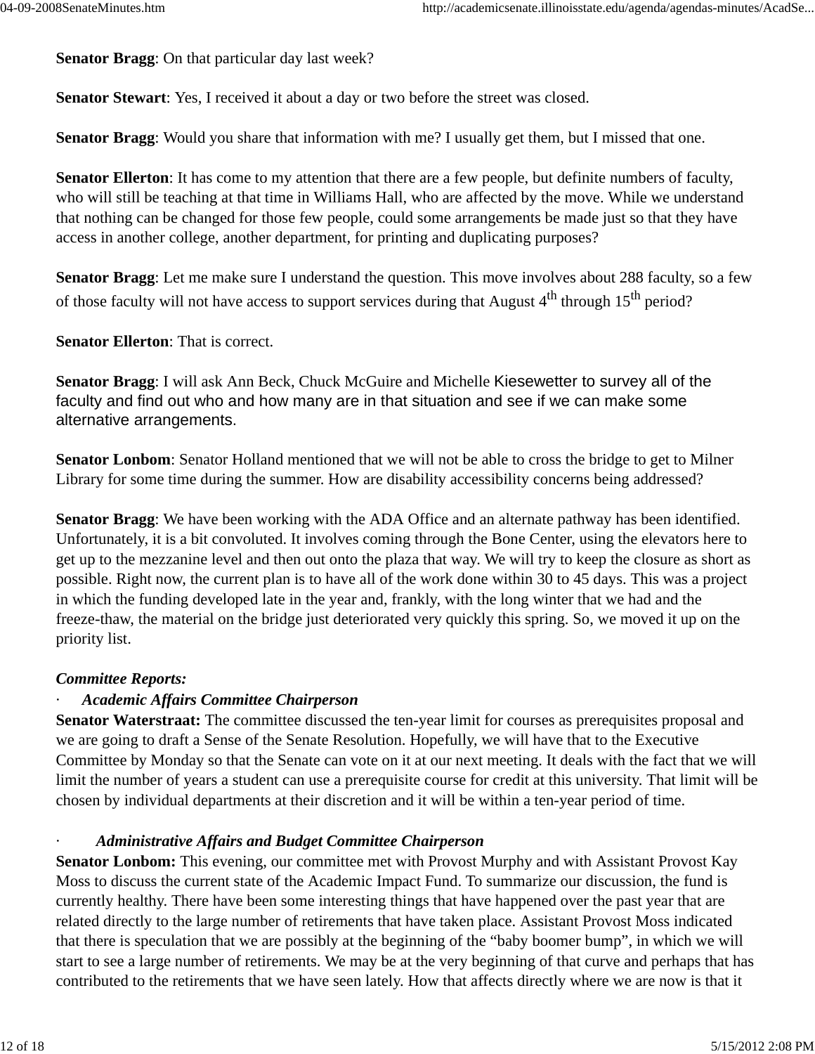**Senator Bragg**: On that particular day last week?

**Senator Stewart**: Yes, I received it about a day or two before the street was closed.

**Senator Bragg**: Would you share that information with me? I usually get them, but I missed that one.

**Senator Ellerton**: It has come to my attention that there are a few people, but definite numbers of faculty, who will still be teaching at that time in Williams Hall, who are affected by the move. While we understand that nothing can be changed for those few people, could some arrangements be made just so that they have access in another college, another department, for printing and duplicating purposes?

**Senator Bragg**: Let me make sure I understand the question. This move involves about 288 faculty, so a few of those faculty will not have access to support services during that August 4th through 15th period?

**Senator Ellerton**: That is correct.

**Senator Bragg**: I will ask Ann Beck, Chuck McGuire and Michelle Kiesewetter to survey all of the faculty and find out who and how many are in that situation and see if we can make some alternative arrangements.

**Senator Lonbom**: Senator Holland mentioned that we will not be able to cross the bridge to get to Milner Library for some time during the summer. How are disability accessibility concerns being addressed?

**Senator Bragg**: We have been working with the ADA Office and an alternate pathway has been identified. Unfortunately, it is a bit convoluted. It involves coming through the Bone Center, using the elevators here to get up to the mezzanine level and then out onto the plaza that way. We will try to keep the closure as short as possible. Right now, the current plan is to have all of the work done within 30 to 45 days. This was a project in which the funding developed late in the year and, frankly, with the long winter that we had and the freeze-thaw, the material on the bridge just deteriorated very quickly this spring. So, we moved it up on the priority list.

***Committee Reports:***

- ***Academic Affairs Committee Chairperson***

**Senator Waterstraat:** The committee discussed the ten-year limit for courses as prerequisites proposal and we are going to draft a Sense of the Senate Resolution. Hopefully, we will have that to the Executive Committee by Monday so that the Senate can vote on it at our next meeting. It deals with the fact that we will limit the number of years a student can use a prerequisite course for credit at this university. That limit will be chosen by individual departments at their discretion and it will be within a ten-year period of time.

- ***Administrative Affairs and Budget Committee Chairperson***

**Senator Lonbom:** This evening, our committee met with Provost Murphy and with Assistant Provost Kay Moss to discuss the current state of the Academic Impact Fund. To summarize our discussion, the fund is currently healthy. There have been some interesting things that have happened over the past year that are related directly to the large number of retirements that have taken place. Assistant Provost Moss indicated that there is speculation that we are possibly at the beginning of the "baby boomer bump", in which we will start to see a large number of retirements. We may be at the very beginning of that curve and perhaps that has contributed to the retirements that we have seen lately. How that affects directly where we are now is that it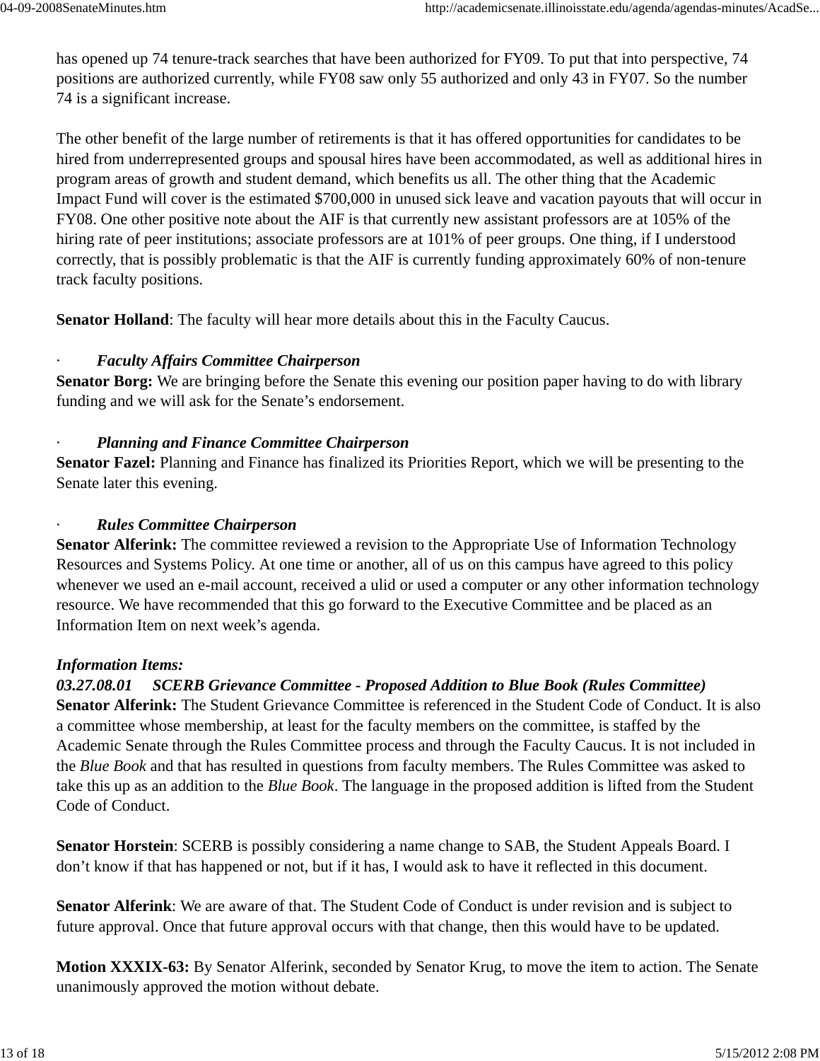has opened up 74 tenure-track searches that have been authorized for FY09. To put that into perspective, 74 positions are authorized currently, while FY08 saw only 55 authorized and only 43 in FY07. So the number 74 is a significant increase.

The other benefit of the large number of retirements is that it has offered opportunities for candidates to be hired from underrepresented groups and spousal hires have been accommodated, as well as additional hires in program areas of growth and student demand, which benefits us all. The other thing that the Academic Impact Fund will cover is the estimated $700,000 in unused sick leave and vacation payouts that will occur in FY08. One other positive note about the AIF is that currently new assistant professors are at 105% of the hiring rate of peer institutions; associate professors are at 101% of peer groups. One thing, if I understood correctly, that is possibly problematic is that the AIF is currently funding approximately 60% of non-tenure track faculty positions.

**Senator Holland**: The faculty will hear more details about this in the Faculty Caucus.

· ***Faculty Affairs Committee Chairperson***

**Senator Borg:** We are bringing before the Senate this evening our position paper having to do with library funding and we will ask for the Senate's endorsement.

· ***Planning and Finance Committee Chairperson***

**Senator Fazel:** Planning and Finance has finalized its Priorities Report, which we will be presenting to the Senate later this evening.

· ***Rules Committee Chairperson***

**Senator Alferink:** The committee reviewed a revision to the Appropriate Use of Information Technology Resources and Systems Policy. At one time or another, all of us on this campus have agreed to this policy whenever we used an e-mail account, received a ulid or used a computer or any other information technology resource. We have recommended that this go forward to the Executive Committee and be placed as an Information Item on next week's agenda.

***Information Items:***

***03.27.08.01 SCERB Grievance Committee - Proposed Addition to Blue Book (Rules Committee)***

**Senator Alferink:** The Student Grievance Committee is referenced in the Student Code of Conduct. It is also a committee whose membership, at least for the faculty members on the committee, is staffed by the Academic Senate through the Rules Committee process and through the Faculty Caucus. It is not included in the *Blue Book* and that has resulted in questions from faculty members. The Rules Committee was asked to take this up as an addition to the *Blue Book*. The language in the proposed addition is lifted from the Student Code of Conduct.

**Senator Horstein**: SCERB is possibly considering a name change to SAB, the Student Appeals Board. I don't know if that has happened or not, but if it has, I would ask to have it reflected in this document.

**Senator Alferink**: We are aware of that. The Student Code of Conduct is under revision and is subject to future approval. Once that future approval occurs with that change, then this would have to be updated.

**Motion XXXIX-63:** By Senator Alferink, seconded by Senator Krug, to move the item to action. The Senate unanimously approved the motion without debate.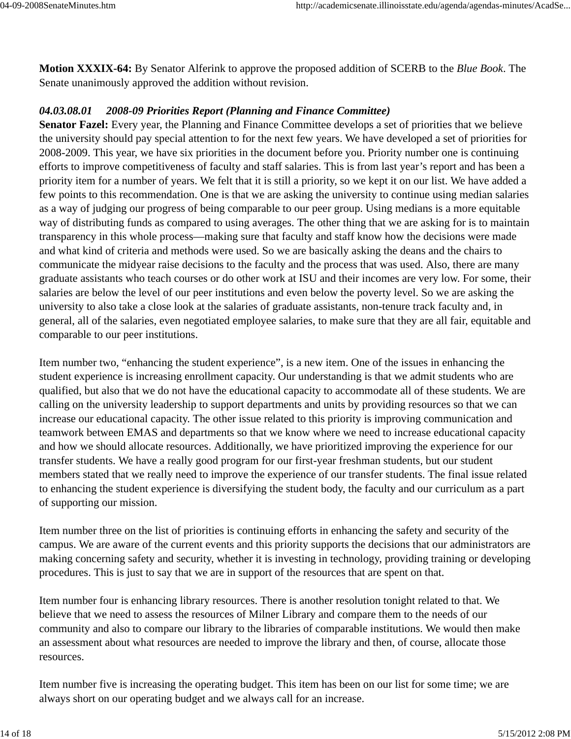**Motion XXXIX-64:** By Senator Alferink to approve the proposed addition of SCERB to the *Blue Book*. The Senate unanimously approved the addition without revision.

***04.03.08.01 2008-09 Priorities Report (Planning and Finance Committee)***

**Senator Fazel:** Every year, the Planning and Finance Committee develops a set of priorities that we believe the university should pay special attention to for the next few years. We have developed a set of priorities for 2008-2009. This year, we have six priorities in the document before you. Priority number one is continuing efforts to improve competitiveness of faculty and staff salaries. This is from last year's report and has been a priority item for a number of years. We felt that it is still a priority, so we kept it on our list. We have added a few points to this recommendation. One is that we are asking the university to continue using median salaries as a way of judging our progress of being comparable to our peer group. Using medians is a more equitable way of distributing funds as compared to using averages. The other thing that we are asking for is to maintain transparency in this whole process—making sure that faculty and staff know how the decisions were made and what kind of criteria and methods were used. So we are basically asking the deans and the chairs to communicate the midyear raise decisions to the faculty and the process that was used. Also, there are many graduate assistants who teach courses or do other work at ISU and their incomes are very low. For some, their salaries are below the level of our peer institutions and even below the poverty level. So we are asking the university to also take a close look at the salaries of graduate assistants, non-tenure track faculty and, in general, all of the salaries, even negotiated employee salaries, to make sure that they are all fair, equitable and comparable to our peer institutions.

Item number two, "enhancing the student experience", is a new item. One of the issues in enhancing the student experience is increasing enrollment capacity. Our understanding is that we admit students who are qualified, but also that we do not have the educational capacity to accommodate all of these students. We are calling on the university leadership to support departments and units by providing resources so that we can increase our educational capacity. The other issue related to this priority is improving communication and teamwork between EMAS and departments so that we know where we need to increase educational capacity and how we should allocate resources. Additionally, we have prioritized improving the experience for our transfer students. We have a really good program for our first-year freshman students, but our student members stated that we really need to improve the experience of our transfer students. The final issue related to enhancing the student experience is diversifying the student body, the faculty and our curriculum as a part of supporting our mission.

Item number three on the list of priorities is continuing efforts in enhancing the safety and security of the campus. We are aware of the current events and this priority supports the decisions that our administrators are making concerning safety and security, whether it is investing in technology, providing training or developing procedures. This is just to say that we are in support of the resources that are spent on that.

Item number four is enhancing library resources. There is another resolution tonight related to that. We believe that we need to assess the resources of Milner Library and compare them to the needs of our community and also to compare our library to the libraries of comparable institutions. We would then make an assessment about what resources are needed to improve the library and then, of course, allocate those resources.

Item number five is increasing the operating budget. This item has been on our list for some time; we are always short on our operating budget and we always call for an increase.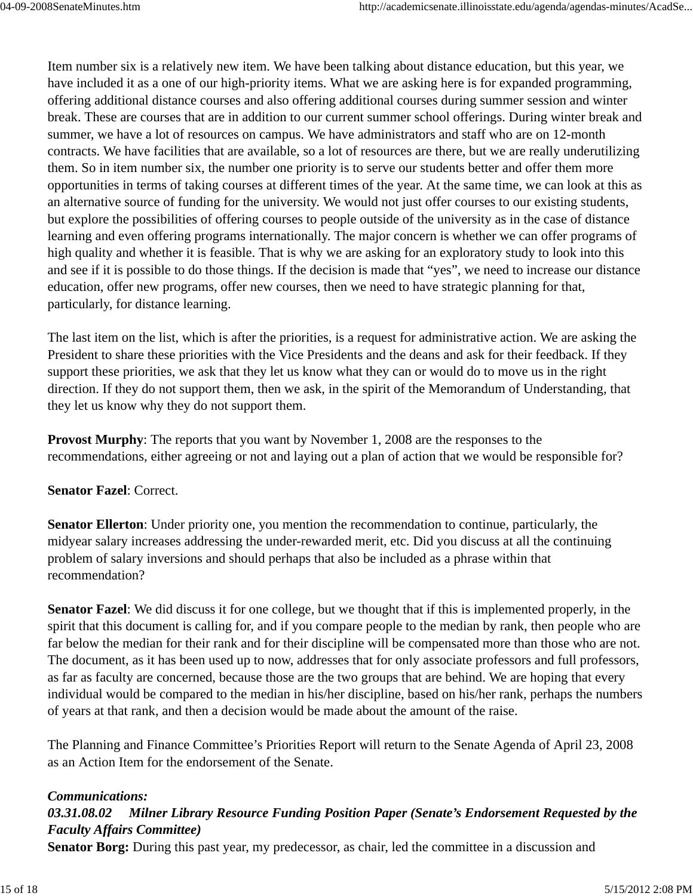Item number six is a relatively new item. We have been talking about distance education, but this year, we have included it as a one of our high-priority items. What we are asking here is for expanded programming, offering additional distance courses and also offering additional courses during summer session and winter break. These are courses that are in addition to our current summer school offerings. During winter break and summer, we have a lot of resources on campus. We have administrators and staff who are on 12-month contracts. We have facilities that are available, so a lot of resources are there, but we are really underutilizing them. So in item number six, the number one priority is to serve our students better and offer them more opportunities in terms of taking courses at different times of the year. At the same time, we can look at this as an alternative source of funding for the university. We would not just offer courses to our existing students, but explore the possibilities of offering courses to people outside of the university as in the case of distance learning and even offering programs internationally. The major concern is whether we can offer programs of high quality and whether it is feasible. That is why we are asking for an exploratory study to look into this and see if it is possible to do those things. If the decision is made that "yes", we need to increase our distance education, offer new programs, offer new courses, then we need to have strategic planning for that, particularly, for distance learning.

The last item on the list, which is after the priorities, is a request for administrative action. We are asking the President to share these priorities with the Vice Presidents and the deans and ask for their feedback. If they support these priorities, we ask that they let us know what they can or would do to move us in the right direction. If they do not support them, then we ask, in the spirit of the Memorandum of Understanding, that they let us know why they do not support them.

**Provost Murphy**: The reports that you want by November 1, 2008 are the responses to the recommendations, either agreeing or not and laying out a plan of action that we would be responsible for?

**Senator Fazel**: Correct.

**Senator Ellerton**: Under priority one, you mention the recommendation to continue, particularly, the midyear salary increases addressing the under-rewarded merit, etc. Did you discuss at all the continuing problem of salary inversions and should perhaps that also be included as a phrase within that recommendation?

**Senator Fazel**: We did discuss it for one college, but we thought that if this is implemented properly, in the spirit that this document is calling for, and if you compare people to the median by rank, then people who are far below the median for their rank and for their discipline will be compensated more than those who are not. The document, as it has been used up to now, addresses that for only associate professors and full professors, as far as faculty are concerned, because those are the two groups that are behind. We are hoping that every individual would be compared to the median in his/her discipline, based on his/her rank, perhaps the numbers of years at that rank, and then a decision would be made about the amount of the raise.

The Planning and Finance Committee's Priorities Report will return to the Senate Agenda of April 23, 2008 as an Action Item for the endorsement of the Senate.

***Communications:***

***03.31.08.02 Milner Library Resource Funding Position Paper (Senate's Endorsement Requested by the Faculty Affairs Committee)***

**Senator Borg:** During this past year, my predecessor, as chair, led the committee in a discussion and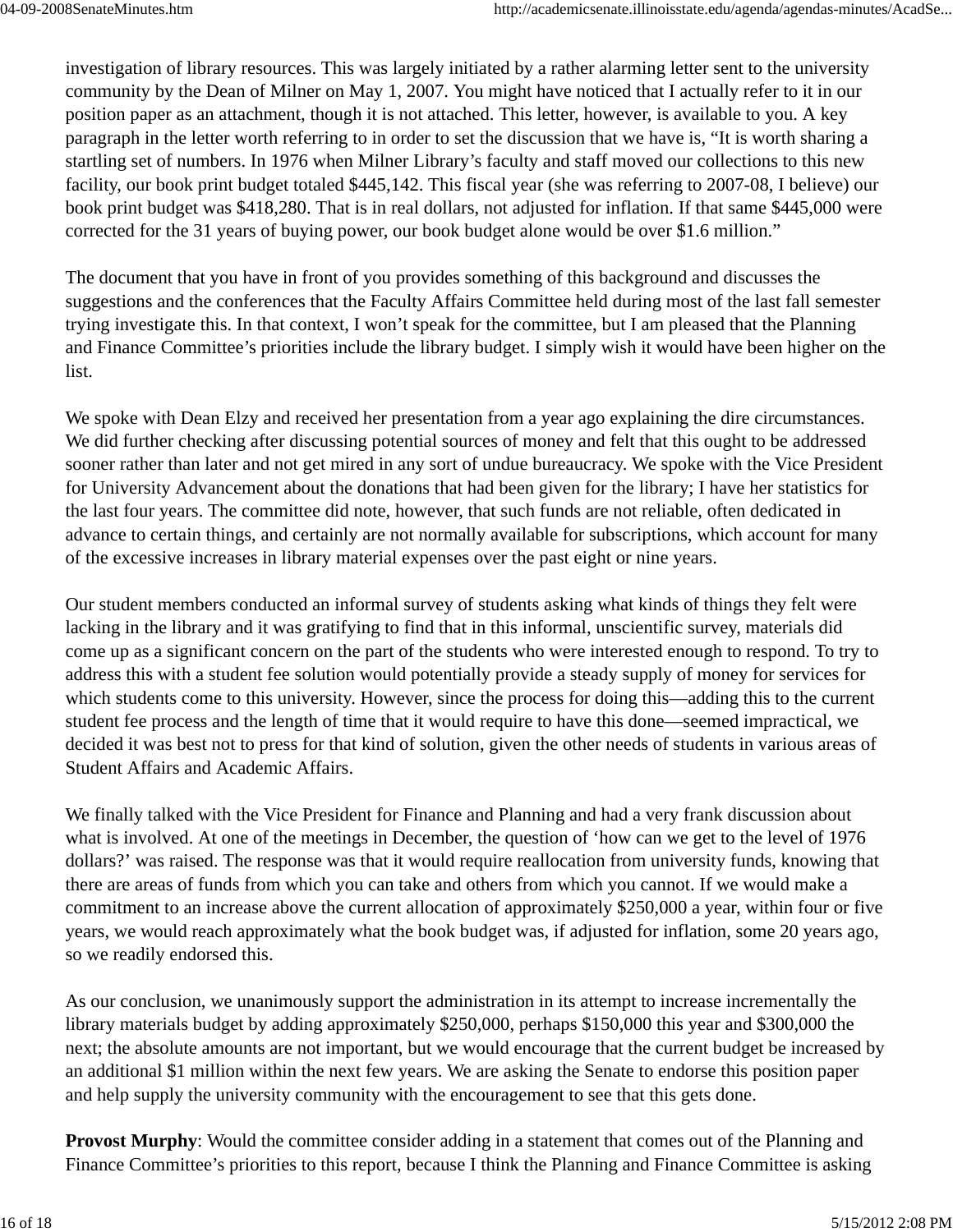investigation of library resources. This was largely initiated by a rather alarming letter sent to the university community by the Dean of Milner on May 1, 2007. You might have noticed that I actually refer to it in our position paper as an attachment, though it is not attached. This letter, however, is available to you. A key paragraph in the letter worth referring to in order to set the discussion that we have is, “It is worth sharing a startling set of numbers. In 1976 when Milner Library’s faculty and staff moved our collections to this new facility, our book print budget totaled $445,142. This fiscal year (she was referring to 2007-08, I believe) our book print budget was $418,280. That is in real dollars, not adjusted for inflation. If that same $445,000 were corrected for the 31 years of buying power, our book budget alone would be over $1.6 million.”

The document that you have in front of you provides something of this background and discusses the suggestions and the conferences that the Faculty Affairs Committee held during most of the last fall semester trying investigate this. In that context, I won’t speak for the committee, but I am pleased that the Planning and Finance Committee’s priorities include the library budget. I simply wish it would have been higher on the list.

We spoke with Dean Elzy and received her presentation from a year ago explaining the dire circumstances. We did further checking after discussing potential sources of money and felt that this ought to be addressed sooner rather than later and not get mired in any sort of undue bureaucracy. We spoke with the Vice President for University Advancement about the donations that had been given for the library; I have her statistics for the last four years. The committee did note, however, that such funds are not reliable, often dedicated in advance to certain things, and certainly are not normally available for subscriptions, which account for many of the excessive increases in library material expenses over the past eight or nine years.

Our student members conducted an informal survey of students asking what kinds of things they felt were lacking in the library and it was gratifying to find that in this informal, unscientific survey, materials did come up as a significant concern on the part of the students who were interested enough to respond. To try to address this with a student fee solution would potentially provide a steady supply of money for services for which students come to this university. However, since the process for doing this—adding this to the current student fee process and the length of time that it would require to have this done—seemed impractical, we decided it was best not to press for that kind of solution, given the other needs of students in various areas of Student Affairs and Academic Affairs.

We finally talked with the Vice President for Finance and Planning and had a very frank discussion about what is involved. At one of the meetings in December, the question of ‘how can we get to the level of 1976 dollars?’ was raised. The response was that it would require reallocation from university funds, knowing that there are areas of funds from which you can take and others from which you cannot. If we would make a commitment to an increase above the current allocation of approximately $250,000 a year, within four or five years, we would reach approximately what the book budget was, if adjusted for inflation, some 20 years ago, so we readily endorsed this.

As our conclusion, we unanimously support the administration in its attempt to increase incrementally the library materials budget by adding approximately $250,000, perhaps $150,000 this year and $300,000 the next; the absolute amounts are not important, but we would encourage that the current budget be increased by an additional $1 million within the next few years. We are asking the Senate to endorse this position paper and help supply the university community with the encouragement to see that this gets done.

**Provost Murphy**: Would the committee consider adding in a statement that comes out of the Planning and Finance Committee’s priorities to this report, because I think the Planning and Finance Committee is asking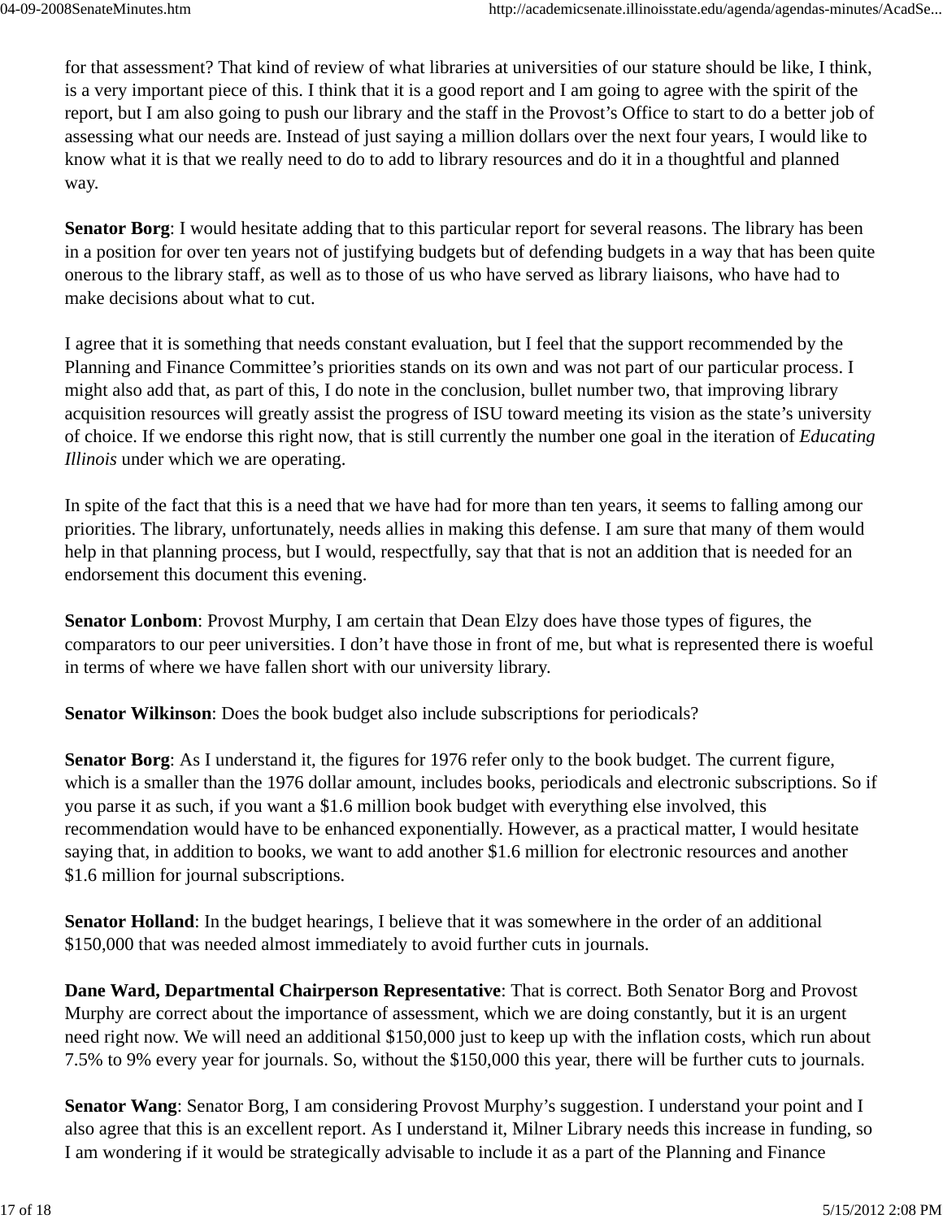for that assessment? That kind of review of what libraries at universities of our stature should be like, I think, is a very important piece of this. I think that it is a good report and I am going to agree with the spirit of the report, but I am also going to push our library and the staff in the Provost's Office to start to do a better job of assessing what our needs are. Instead of just saying a million dollars over the next four years, I would like to know what it is that we really need to do to add to library resources and do it in a thoughtful and planned way.

**Senator Borg**: I would hesitate adding that to this particular report for several reasons. The library has been in a position for over ten years not of justifying budgets but of defending budgets in a way that has been quite onerous to the library staff, as well as to those of us who have served as library liaisons, who have had to make decisions about what to cut.

I agree that it is something that needs constant evaluation, but I feel that the support recommended by the Planning and Finance Committee's priorities stands on its own and was not part of our particular process. I might also add that, as part of this, I do note in the conclusion, bullet number two, that improving library acquisition resources will greatly assist the progress of ISU toward meeting its vision as the state's university of choice. If we endorse this right now, that is still currently the number one goal in the iteration of *Educating Illinois* under which we are operating.

In spite of the fact that this is a need that we have had for more than ten years, it seems to falling among our priorities. The library, unfortunately, needs allies in making this defense. I am sure that many of them would help in that planning process, but I would, respectfully, say that that is not an addition that is needed for an endorsement this document this evening.

**Senator Lonbom**: Provost Murphy, I am certain that Dean Elzy does have those types of figures, the comparators to our peer universities. I don't have those in front of me, but what is represented there is woeful in terms of where we have fallen short with our university library.

**Senator Wilkinson**: Does the book budget also include subscriptions for periodicals?

**Senator Borg**: As I understand it, the figures for 1976 refer only to the book budget. The current figure, which is a smaller than the 1976 dollar amount, includes books, periodicals and electronic subscriptions. So if you parse it as such, if you want a $1.6 million book budget with everything else involved, this recommendation would have to be enhanced exponentially. However, as a practical matter, I would hesitate saying that, in addition to books, we want to add another $1.6 million for electronic resources and another $1.6 million for journal subscriptions.

**Senator Holland**: In the budget hearings, I believe that it was somewhere in the order of an additional $150,000 that was needed almost immediately to avoid further cuts in journals.

**Dane Ward, Departmental Chairperson Representative**: That is correct. Both Senator Borg and Provost Murphy are correct about the importance of assessment, which we are doing constantly, but it is an urgent need right now. We will need an additional $150,000 just to keep up with the inflation costs, which run about 7.5% to 9% every year for journals. So, without the $150,000 this year, there will be further cuts to journals.

**Senator Wang**: Senator Borg, I am considering Provost Murphy's suggestion. I understand your point and I also agree that this is an excellent report. As I understand it, Milner Library needs this increase in funding, so I am wondering if it would be strategically advisable to include it as a part of the Planning and Finance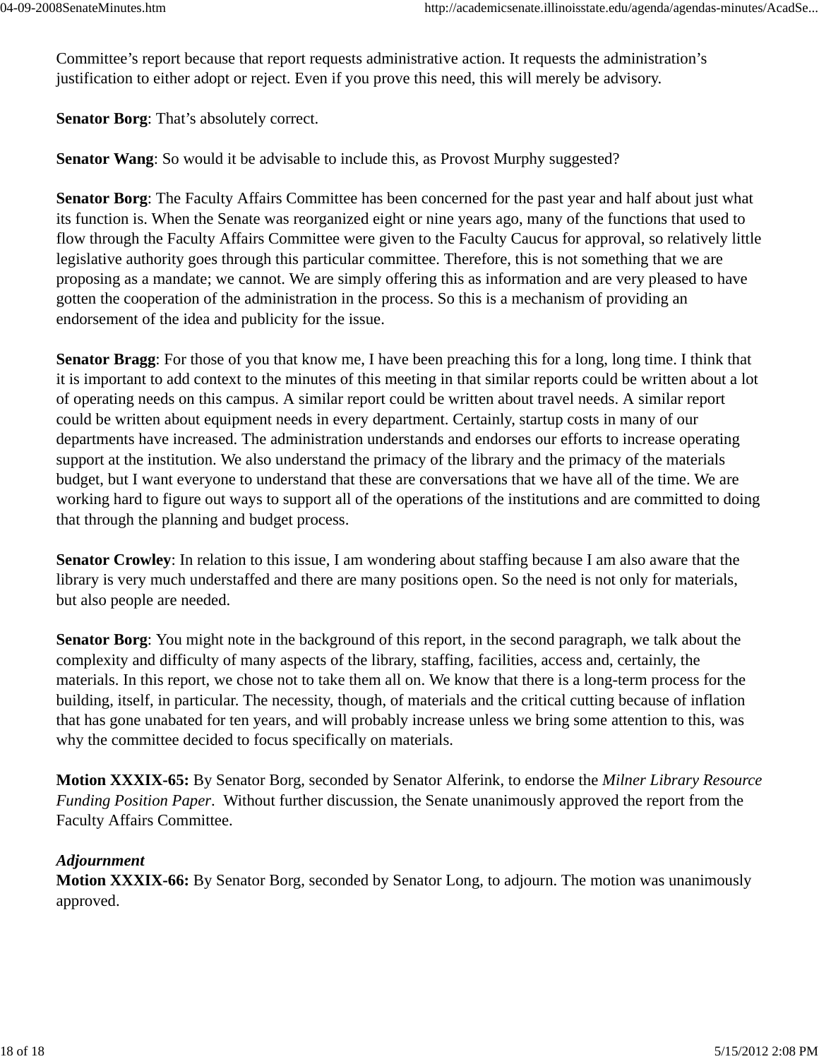Committee's report because that report requests administrative action. It requests the administration's justification to either adopt or reject. Even if you prove this need, this will merely be advisory.

**Senator Borg**: That's absolutely correct.

**Senator Wang**: So would it be advisable to include this, as Provost Murphy suggested?

**Senator Borg**: The Faculty Affairs Committee has been concerned for the past year and half about just what its function is. When the Senate was reorganized eight or nine years ago, many of the functions that used to flow through the Faculty Affairs Committee were given to the Faculty Caucus for approval, so relatively little legislative authority goes through this particular committee. Therefore, this is not something that we are proposing as a mandate; we cannot. We are simply offering this as information and are very pleased to have gotten the cooperation of the administration in the process. So this is a mechanism of providing an endorsement of the idea and publicity for the issue.

**Senator Bragg**: For those of you that know me, I have been preaching this for a long, long time. I think that it is important to add context to the minutes of this meeting in that similar reports could be written about a lot of operating needs on this campus. A similar report could be written about travel needs. A similar report could be written about equipment needs in every department. Certainly, startup costs in many of our departments have increased. The administration understands and endorses our efforts to increase operating support at the institution. We also understand the primacy of the library and the primacy of the materials budget, but I want everyone to understand that these are conversations that we have all of the time. We are working hard to figure out ways to support all of the operations of the institutions and are committed to doing that through the planning and budget process.

**Senator Crowley**: In relation to this issue, I am wondering about staffing because I am also aware that the library is very much understaffed and there are many positions open. So the need is not only for materials, but also people are needed.

**Senator Borg**: You might note in the background of this report, in the second paragraph, we talk about the complexity and difficulty of many aspects of the library, staffing, facilities, access and, certainly, the materials. In this report, we chose not to take them all on. We know that there is a long-term process for the building, itself, in particular. The necessity, though, of materials and the critical cutting because of inflation that has gone unabated for ten years, and will probably increase unless we bring some attention to this, was why the committee decided to focus specifically on materials.

**Motion XXXIX-65:** By Senator Borg, seconded by Senator Alferink, to endorse the *Milner Library Resource Funding Position Paper*. Without further discussion, the Senate unanimously approved the report from the Faculty Affairs Committee.

***Adjournment***

**Motion XXXIX-66:** By Senator Borg, seconded by Senator Long, to adjourn. The motion was unanimously approved.